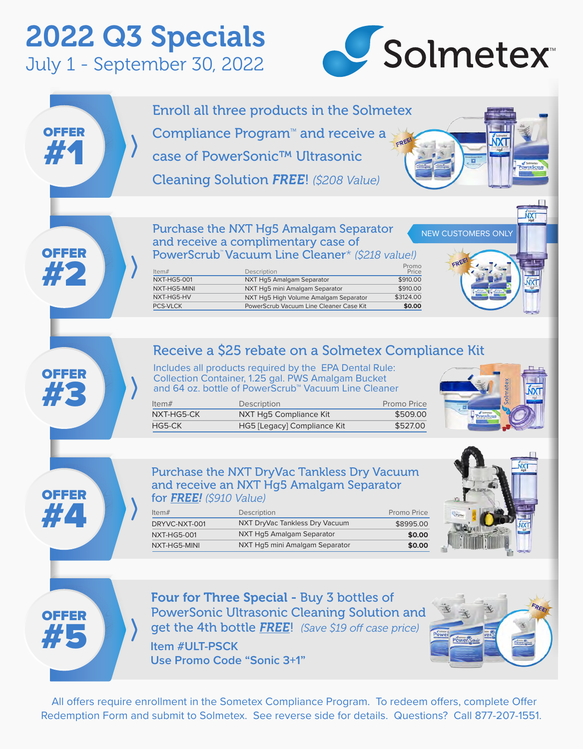# 2022 Q3 Specials

July 1 - September 30, 2022

Solmetex™

## OFFER #1

Enroll all three products in the Solmetex Compliance Program™ and receive a case of PowerSonic™ Ultrasonic Cleaning Solution ***FREE***! *($208 Value)*

FREE!

## OFFER #2

NEW CUSTOMERS ONLY

Purchase the NXT Hg5 Amalgam Separator and receive a complimentary case of PowerScrub™ Vacuum Line Cleaner* *($218 value!)*

FREE!

| Item# | Description | Promo Price |
|---|---|---|
| NXT-HG5-001 | NXT Hg5 Amalgam Separator | $910.00 |
| NXT-HG5-MINI | NXT Hg5 mini Amalgam Separator | $910.00 |
| NXT-HG5-HV | NXT Hg5 High Volume Amalgam Separator | $3124.00 |
| PCS-VLCK | PowerScrub Vacuum Line Cleaner Case Kit | **$0.00** |

## OFFER #3

Receive a $25 rebate on a Solmetex Compliance Kit

Includes all products required by the EPA Dental Rule: Collection Container, 1.25 gal. PWS Amalgam Bucket and 64 oz. bottle of PowerScrub™ Vacuum Line Cleaner

| Item# | Description | Promo Price |
|---|---|---|
| NXT-HG5-CK | NXT Hg5 Compliance Kit | $509.00 |
| HG5-CK | HG5 [Legacy] Compliance Kit | $527.00 |

## OFFER #4

Purchase the NXT DryVac Tankless Dry Vacuum and receive an NXT Hg5 Amalgam Separator for ***FREE!*** *($910 Value)*

| Item# | Description | Promo Price |
|---|---|---|
| DRYVC-NXT-001 | NXT DryVac Tankless Dry Vacuum | $8995.00 |
| NXT-HG5-001 | NXT Hg5 Amalgam Separator | **$0.00** |
| NXT-HG5-MINI | NXT Hg5 mini Amalgam Separator | **$0.00** |

## OFFER #5

**Four for Three Special** - Buy 3 bottles of PowerSonic Ultrasonic Cleaning Solution and get the 4th bottle ***FREE***! *(Save $19 off case price)*

Item #ULT-PSCK

Use Promo Code "Sonic 3+1"

FREE!

All offers require enrollment in the Sometex Compliance Program. To redeem offers, complete Offer Redemption Form and submit to Solmetex. See reverse side for details. Questions? Call 877-207-1551.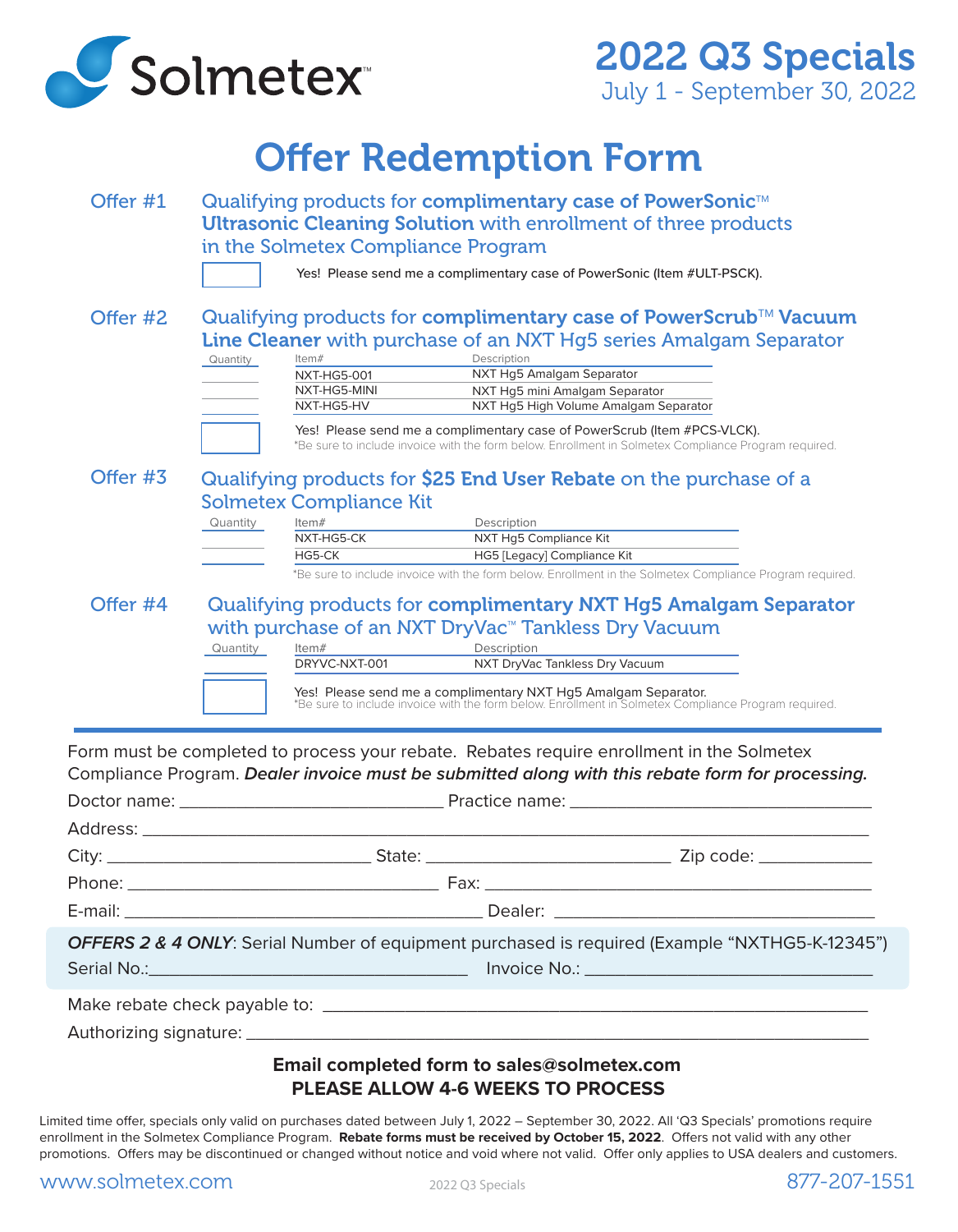Solmetex™

# 2022 Q3 Specials

July 1 - September 30, 2022

# Offer Redemption Form

## Offer #1

Qualifying products for **complimentary case of PowerSonic™ Ultrasonic Cleaning Solution** with enrollment of three products in the Solmetex Compliance Program

☐ Yes! Please send me a complimentary case of PowerSonic (Item #ULT-PSCK).

## Offer #2

Qualifying products for **complimentary case of PowerScrub™ Vacuum Line Cleaner** with purchase of an NXT Hg5 series Amalgam Separator

| Quantity | Item# | Description |
|---|---|---|
| | NXT-HG5-001 | NXT Hg5 Amalgam Separator |
| | NXT-HG5-MINI | NXT Hg5 mini Amalgam Separator |
| | NXT-HG5-HV | NXT Hg5 High Volume Amalgam Separator |

☐ Yes! Please send me a complimentary case of PowerScrub (Item #PCS-VLCK).
*Be sure to include invoice with the form below. Enrollment in Solmetex Compliance Program required.

## Offer #3

Qualifying products for **$25 End User Rebate** on the purchase of a Solmetex Compliance Kit

| Quantity | Item# | Description |
|---|---|---|
| | NXT-HG5-CK | NXT Hg5 Compliance Kit |
| | HG5-CK | HG5 [Legacy] Compliance Kit |

*Be sure to include invoice with the form below. Enrollment in the Solmetex Compliance Program required.

## Offer #4

Qualifying products for **complimentary NXT Hg5 Amalgam Separator** with purchase of an NXT DryVac™ Tankless Dry Vacuum

| Quantity | Item# | Description |
|---|---|---|
| | DRYVC-NXT-001 | NXT DryVac Tankless Dry Vacuum |

☐ Yes! Please send me a complimentary NXT Hg5 Amalgam Separator.
*Be sure to include invoice with the form below. Enrollment in Solmetex Compliance Program required.

---

Form must be completed to process your rebate. Rebates require enrollment in the Solmetex Compliance Program. ***Dealer invoice must be submitted along with this rebate form for processing.***

Doctor name: ______________________ Practice name: ______________________

Address: ______________________________________________

City: ____________________ State: ____________________ Zip code: __________

Phone: ______________________ Fax: ______________________

E-mail: ______________________ Dealer: ______________________

***OFFERS 2 & 4 ONLY***: Serial Number of equipment purchased is required (Example "NXTHG5-K-12345")

Serial No.:______________________ Invoice No.: ______________________

Make rebate check payable to: ______________________________________

Authorizing signature: ______________________________________

**Email completed form to sales@solmetex.com**

**PLEASE ALLOW 4-6 WEEKS TO PROCESS**

Limited time offer, specials only valid on purchases dated between July 1, 2022 – September 30, 2022. All 'Q3 Specials' promotions require enrollment in the Solmetex Compliance Program. **Rebate forms must be received by October 15, 2022**. Offers not valid with any other promotions. Offers may be discontinued or changed without notice and void where not valid. Offer only applies to USA dealers and customers.

www.solmetex.com 2022 Q3 Specials 877-207-1551